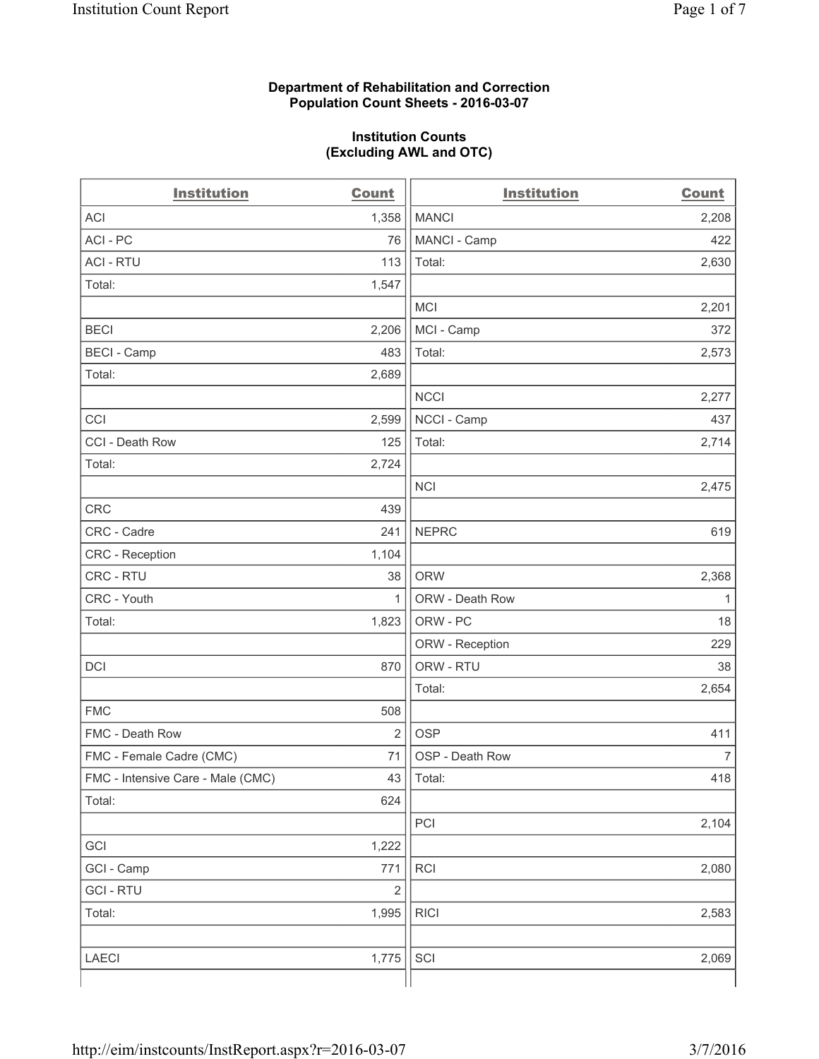**Department of Rehabilitation and Correction**
**Population Count Sheets - 2016-03-07**

**Institution Counts**
**(Excluding AWL and OTC)**

| Institution | Count | Institution | Count |
|---|---|---|---|
| ACI | 1,358 | MANCI | 2,208 |
| ACI - PC | 76 | MANCI - Camp | 422 |
| ACI - RTU | 113 | Total: | 2,630 |
| Total: | 1,547 | | |
| | | MCI | 2,201 |
| BECI | 2,206 | MCI - Camp | 372 |
| BECI - Camp | 483 | Total: | 2,573 |
| Total: | 2,689 | | |
| | | NCCI | 2,277 |
| CCI | 2,599 | NCCI - Camp | 437 |
| CCI - Death Row | 125 | Total: | 2,714 |
| Total: | 2,724 | | |
| | | NCI | 2,475 |
| CRC | 439 | | |
| CRC - Cadre | 241 | NEPRC | 619 |
| CRC - Reception | 1,104 | | |
| CRC - RTU | 38 | ORW | 2,368 |
| CRC - Youth | 1 | ORW - Death Row | 1 |
| Total: | 1,823 | ORW - PC | 18 |
| | | ORW - Reception | 229 |
| DCI | 870 | ORW - RTU | 38 |
| | | Total: | 2,654 |
| FMC | 508 | | |
| FMC - Death Row | 2 | OSP | 411 |
| FMC - Female Cadre (CMC) | 71 | OSP - Death Row | 7 |
| FMC - Intensive Care - Male (CMC) | 43 | Total: | 418 |
| Total: | 624 | | |
| | | PCI | 2,104 |
| GCI | 1,222 | | |
| GCI - Camp | 771 | RCI | 2,080 |
| GCI - RTU | 2 | | |
| Total: | 1,995 | RICI | 2,583 |
| | | | |
| LAECI | 1,775 | SCI | 2,069 |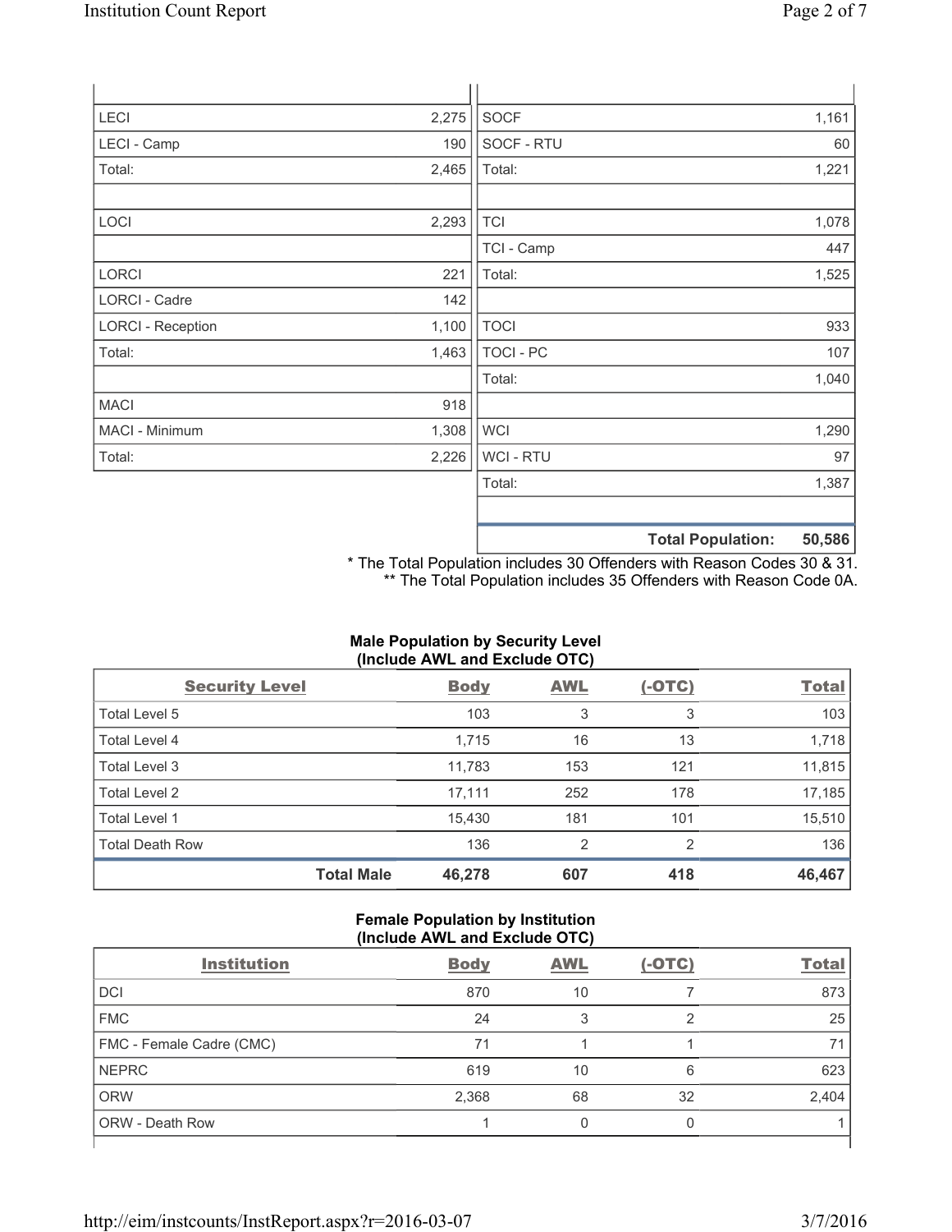| | | | |
|---|---|---|---|
| LECI | 2,275 | SOCF | 1,161 |
| LECI - Camp | 190 | SOCF - RTU | 60 |
| Total: | 2,465 | Total: | 1,221 |
| | | | |
| LOCI | 2,293 | TCI | 1,078 |
| | | TCI - Camp | 447 |
| LORCI | 221 | Total: | 1,525 |
| LORCI - Cadre | 142 | | |
| LORCI - Reception | 1,100 | TOCI | 933 |
| Total: | 1,463 | TOCI - PC | 107 |
| | | Total: | 1,040 |
| MACI | 918 | | |
| MACI - Minimum | 1,308 | WCI | 1,290 |
| Total: | 2,226 | WCI - RTU | 97 |
| | | Total: | 1,387 |
| | | | |
| | | **Total Population:** | **50,586** |

\* The Total Population includes 30 Offenders with Reason Codes 30 & 31.
\** The Total Population includes 35 Offenders with Reason Code 0A.

**Male Population by Security Level (Include AWL and Exclude OTC)**

| Security Level | Body | AWL | (-OTC) | Total |
|---|---|---|---|---|
| Total Level 5 | 103 | 3 | 3 | 103 |
| Total Level 4 | 1,715 | 16 | 13 | 1,718 |
| Total Level 3 | 11,783 | 153 | 121 | 11,815 |
| Total Level 2 | 17,111 | 252 | 178 | 17,185 |
| Total Level 1 | 15,430 | 181 | 101 | 15,510 |
| Total Death Row | 136 | 2 | 2 | 136 |
| **Total Male** | **46,278** | **607** | **418** | **46,467** |

**Female Population by Institution (Include AWL and Exclude OTC)**

| Institution | Body | AWL | (-OTC) | Total |
|---|---|---|---|---|
| DCI | 870 | 10 | 7 | 873 |
| FMC | 24 | 3 | 2 | 25 |
| FMC - Female Cadre (CMC) | 71 | 1 | 1 | 71 |
| NEPRC | 619 | 10 | 6 | 623 |
| ORW | 2,368 | 68 | 32 | 2,404 |
| ORW - Death Row | 1 | 0 | 0 | 1 |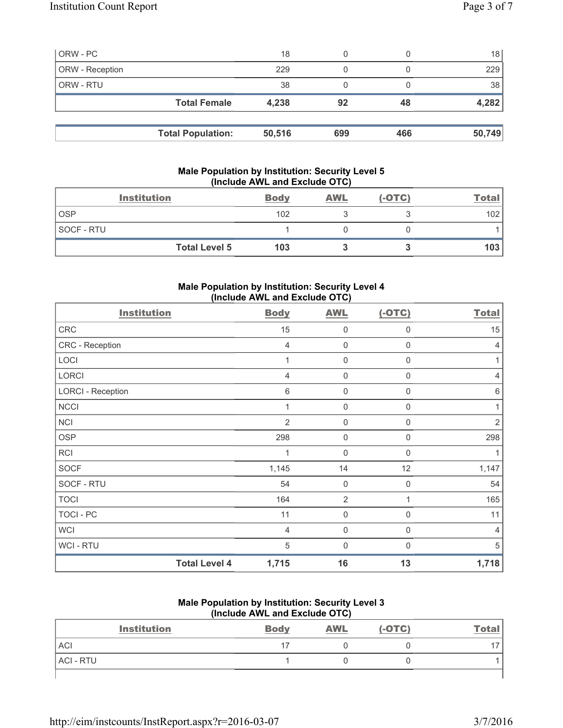| | | | | |
|---|---|---|---|---|
| ORW - PC | 18 | 0 | 0 | 18 |
| ORW - Reception | 229 | 0 | 0 | 229 |
| ORW - RTU | 38 | 0 | 0 | 38 |
| **Total Female** | **4,238** | **92** | **48** | **4,282** |

| | | | | |
|---|---|---|---|---|
| **Total Population:** | **50,516** | **699** | **466** | **50,749** |

### Male Population by Institution: Security Level 5 (Include AWL and Exclude OTC)

| Institution | Body | AWL | (-OTC) | Total |
|---|---|---|---|---|
| OSP | 102 | 3 | 3 | 102 |
| SOCF - RTU | 1 | 0 | 0 | 1 |
| **Total Level 5** | **103** | **3** | **3** | **103** |

### Male Population by Institution: Security Level 4 (Include AWL and Exclude OTC)

| Institution | Body | AWL | (-OTC) | Total |
|---|---|---|---|---|
| CRC | 15 | 0 | 0 | 15 |
| CRC - Reception | 4 | 0 | 0 | 4 |
| LOCI | 1 | 0 | 0 | 1 |
| LORCI | 4 | 0 | 0 | 4 |
| LORCI - Reception | 6 | 0 | 0 | 6 |
| NCCI | 1 | 0 | 0 | 1 |
| NCI | 2 | 0 | 0 | 2 |
| OSP | 298 | 0 | 0 | 298 |
| RCI | 1 | 0 | 0 | 1 |
| SOCF | 1,145 | 14 | 12 | 1,147 |
| SOCF - RTU | 54 | 0 | 0 | 54 |
| TOCI | 164 | 2 | 1 | 165 |
| TOCI - PC | 11 | 0 | 0 | 11 |
| WCI | 4 | 0 | 0 | 4 |
| WCI - RTU | 5 | 0 | 0 | 5 |
| **Total Level 4** | **1,715** | **16** | **13** | **1,718** |

### Male Population by Institution: Security Level 3 (Include AWL and Exclude OTC)

| Institution | Body | AWL | (-OTC) | Total |
|---|---|---|---|---|
| ACI | 17 | 0 | 0 | 17 |
| ACI - RTU | 1 | 0 | 0 | 1 |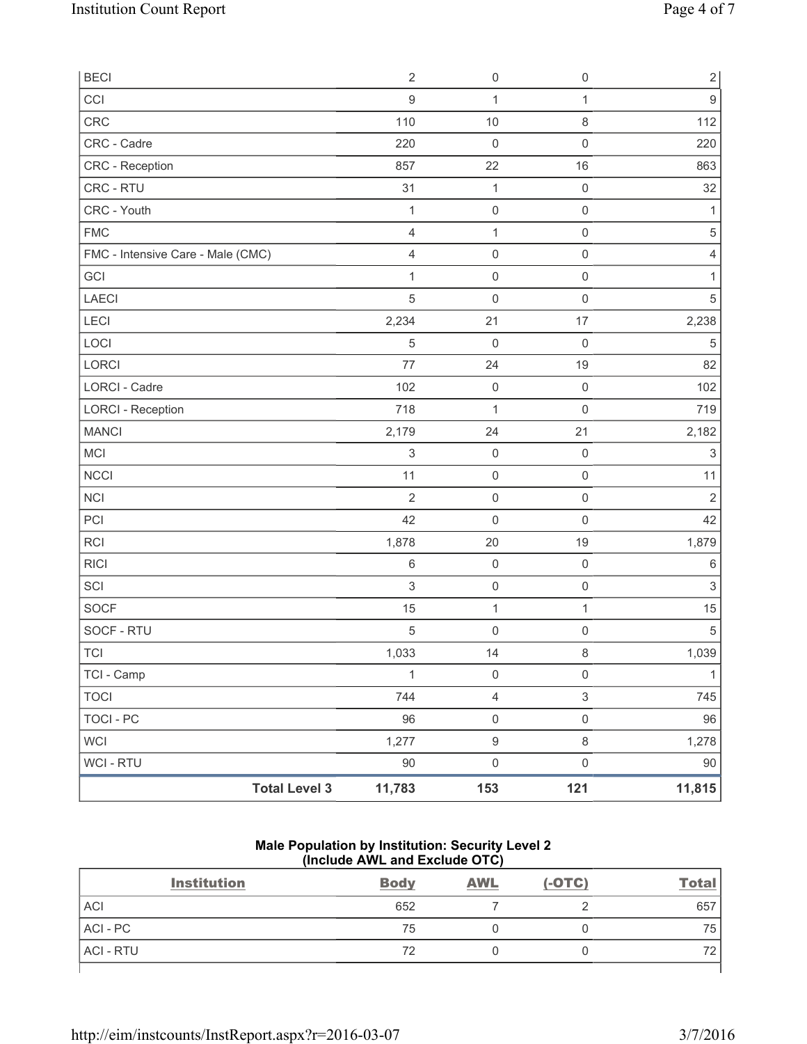| | | | |
|---|---|---|---|
| BECI | 2 | 0 | 0 | 2 |
| CCI | 9 | 1 | 1 | 9 |
| CRC | 110 | 10 | 8 | 112 |
| CRC - Cadre | 220 | 0 | 0 | 220 |
| CRC - Reception | 857 | 22 | 16 | 863 |
| CRC - RTU | 31 | 1 | 0 | 32 |
| CRC - Youth | 1 | 0 | 0 | 1 |
| FMC | 4 | 1 | 0 | 5 |
| FMC - Intensive Care - Male (CMC) | 4 | 0 | 0 | 4 |
| GCI | 1 | 0 | 0 | 1 |
| LAECI | 5 | 0 | 0 | 5 |
| LECI | 2,234 | 21 | 17 | 2,238 |
| LOCI | 5 | 0 | 0 | 5 |
| LORCI | 77 | 24 | 19 | 82 |
| LORCI - Cadre | 102 | 0 | 0 | 102 |
| LORCI - Reception | 718 | 1 | 0 | 719 |
| MANCI | 2,179 | 24 | 21 | 2,182 |
| MCI | 3 | 0 | 0 | 3 |
| NCCI | 11 | 0 | 0 | 11 |
| NCI | 2 | 0 | 0 | 2 |
| PCI | 42 | 0 | 0 | 42 |
| RCI | 1,878 | 20 | 19 | 1,879 |
| RICI | 6 | 0 | 0 | 6 |
| SCI | 3 | 0 | 0 | 3 |
| SOCF | 15 | 1 | 1 | 15 |
| SOCF - RTU | 5 | 0 | 0 | 5 |
| TCI | 1,033 | 14 | 8 | 1,039 |
| TCI - Camp | 1 | 0 | 0 | 1 |
| TOCI | 744 | 4 | 3 | 745 |
| TOCI - PC | 96 | 0 | 0 | 96 |
| WCI | 1,277 | 9 | 8 | 1,278 |
| WCI - RTU | 90 | 0 | 0 | 90 |
| **Total Level 3** | **11,783** | **153** | **121** | **11,815** |

### Male Population by Institution: Security Level 2 (Include AWL and Exclude OTC)

| Institution | Body | AWL | (-OTC) | Total |
|---|---|---|---|---|
| ACI | 652 | 7 | 2 | 657 |
| ACI - PC | 75 | 0 | 0 | 75 |
| ACI - RTU | 72 | 0 | 0 | 72 |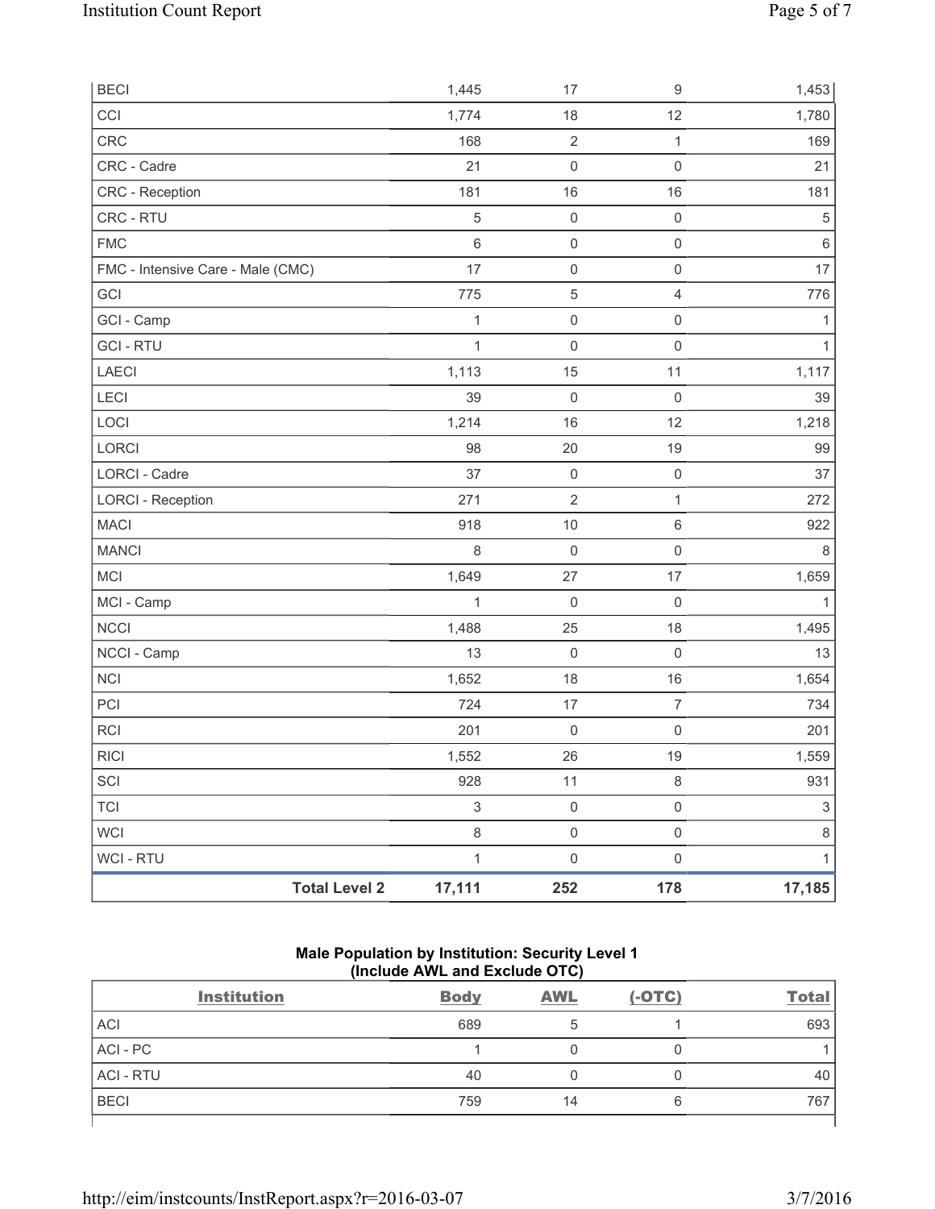| BECI | 1,445 | 17 | 9 | 1,453 |
|---|---|---|---|---|
| CCI | 1,774 | 18 | 12 | 1,780 |
| CRC | 168 | 2 | 1 | 169 |
| CRC - Cadre | 21 | 0 | 0 | 21 |
| CRC - Reception | 181 | 16 | 16 | 181 |
| CRC - RTU | 5 | 0 | 0 | 5 |
| FMC | 6 | 0 | 0 | 6 |
| FMC - Intensive Care - Male (CMC) | 17 | 0 | 0 | 17 |
| GCI | 775 | 5 | 4 | 776 |
| GCI - Camp | 1 | 0 | 0 | 1 |
| GCI - RTU | 1 | 0 | 0 | 1 |
| LAECI | 1,113 | 15 | 11 | 1,117 |
| LECI | 39 | 0 | 0 | 39 |
| LOCI | 1,214 | 16 | 12 | 1,218 |
| LORCI | 98 | 20 | 19 | 99 |
| LORCI - Cadre | 37 | 0 | 0 | 37 |
| LORCI - Reception | 271 | 2 | 1 | 272 |
| MACI | 918 | 10 | 6 | 922 |
| MANCI | 8 | 0 | 0 | 8 |
| MCI | 1,649 | 27 | 17 | 1,659 |
| MCI - Camp | 1 | 0 | 0 | 1 |
| NCCI | 1,488 | 25 | 18 | 1,495 |
| NCCI - Camp | 13 | 0 | 0 | 13 |
| NCI | 1,652 | 18 | 16 | 1,654 |
| PCI | 724 | 17 | 7 | 734 |
| RCI | 201 | 0 | 0 | 201 |
| RICI | 1,552 | 26 | 19 | 1,559 |
| SCI | 928 | 11 | 8 | 931 |
| TCI | 3 | 0 | 0 | 3 |
| WCI | 8 | 0 | 0 | 8 |
| WCI - RTU | 1 | 0 | 0 | 1 |
| **Total Level 2** | **17,111** | **252** | **178** | **17,185** |

**Male Population by Institution: Security Level 1**
**(Include AWL and Exclude OTC)**

| Institution | Body | AWL | (-OTC) | Total |
|---|---|---|---|---|
| ACI | 689 | 5 | 1 | 693 |
| ACI - PC | 1 | 0 | 0 | 1 |
| ACI - RTU | 40 | 0 | 0 | 40 |
| BECI | 759 | 14 | 6 | 767 |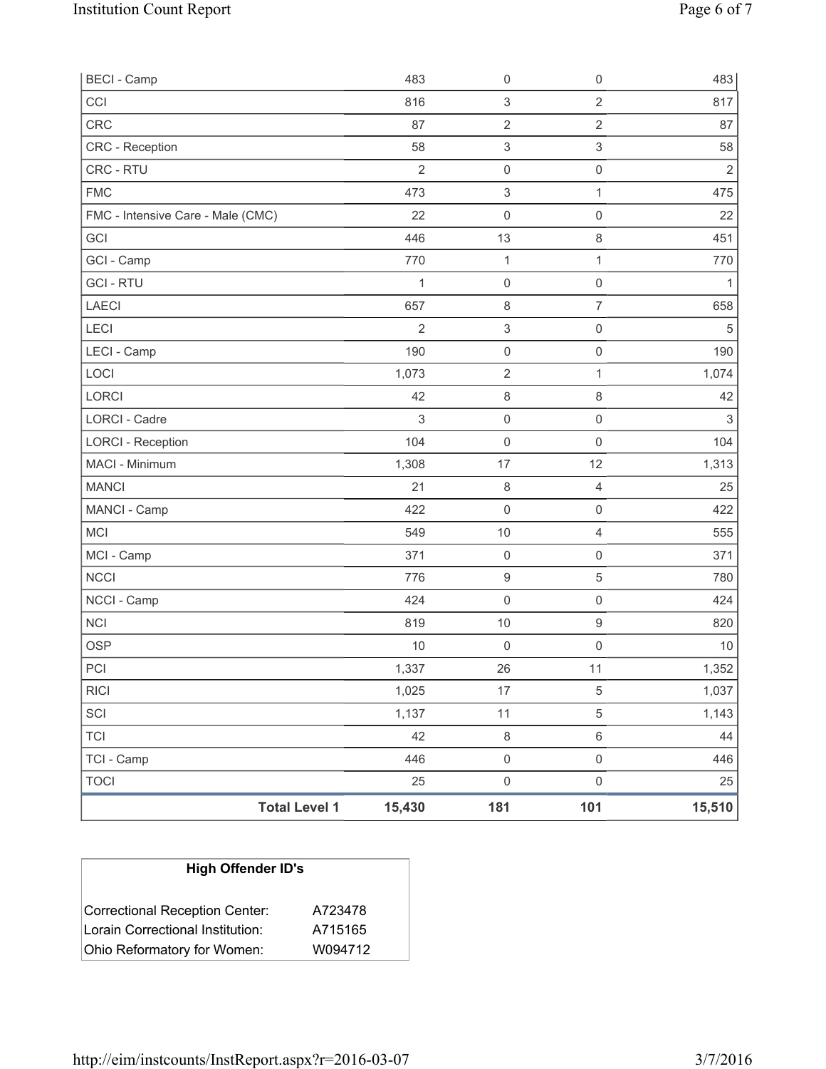| | | | | |
|---|---|---|---|---|
| BECI - Camp | 483 | 0 | 0 | 483 |
| CCI | 816 | 3 | 2 | 817 |
| CRC | 87 | 2 | 2 | 87 |
| CRC - Reception | 58 | 3 | 3 | 58 |
| CRC - RTU | 2 | 0 | 0 | 2 |
| FMC | 473 | 3 | 1 | 475 |
| FMC - Intensive Care - Male (CMC) | 22 | 0 | 0 | 22 |
| GCI | 446 | 13 | 8 | 451 |
| GCI - Camp | 770 | 1 | 1 | 770 |
| GCI - RTU | 1 | 0 | 0 | 1 |
| LAECI | 657 | 8 | 7 | 658 |
| LECI | 2 | 3 | 0 | 5 |
| LECI - Camp | 190 | 0 | 0 | 190 |
| LOCI | 1,073 | 2 | 1 | 1,074 |
| LORCI | 42 | 8 | 8 | 42 |
| LORCI - Cadre | 3 | 0 | 0 | 3 |
| LORCI - Reception | 104 | 0 | 0 | 104 |
| MACI - Minimum | 1,308 | 17 | 12 | 1,313 |
| MANCI | 21 | 8 | 4 | 25 |
| MANCI - Camp | 422 | 0 | 0 | 422 |
| MCI | 549 | 10 | 4 | 555 |
| MCI - Camp | 371 | 0 | 0 | 371 |
| NCCI | 776 | 9 | 5 | 780 |
| NCCI - Camp | 424 | 0 | 0 | 424 |
| NCI | 819 | 10 | 9 | 820 |
| OSP | 10 | 0 | 0 | 10 |
| PCI | 1,337 | 26 | 11 | 1,352 |
| RICI | 1,025 | 17 | 5 | 1,037 |
| SCI | 1,137 | 11 | 5 | 1,143 |
| TCI | 42 | 8 | 6 | 44 |
| TCI - Camp | 446 | 0 | 0 | 446 |
| TOCI | 25 | 0 | 0 | 25 |
| **Total Level 1** | **15,430** | **181** | **101** | **15,510** |

| High Offender ID's | |
|---|---|
| Correctional Reception Center: | A723478 |
| Lorain Correctional Institution: | A715165 |
| Ohio Reformatory for Women: | W094712 |